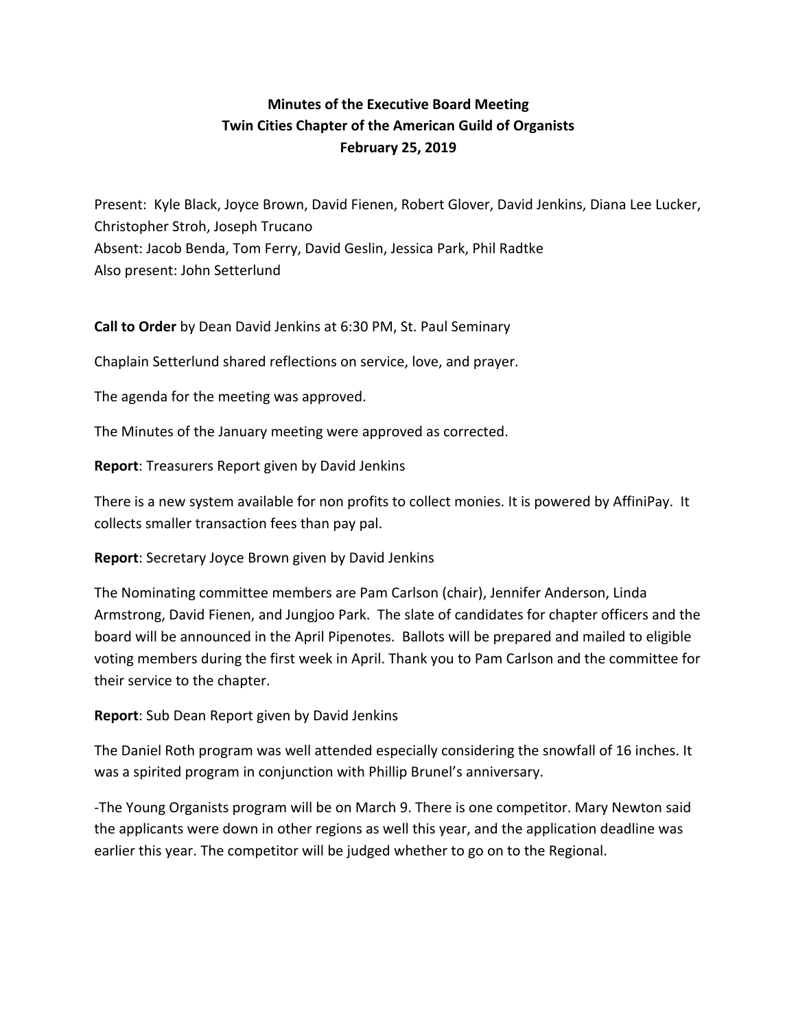**Minutes of the Executive Board Meeting**
**Twin Cities Chapter of the American Guild of Organists**
**February 25, 2019**

Present: Kyle Black, Joyce Brown, David Fienen, Robert Glover, David Jenkins, Diana Lee Lucker, Christopher Stroh, Joseph Trucano
Absent: Jacob Benda, Tom Ferry, David Geslin, Jessica Park, Phil Radtke
Also present: John Setterlund

**Call to Order** by Dean David Jenkins at 6:30 PM, St. Paul Seminary

Chaplain Setterlund shared reflections on service, love, and prayer.

The agenda for the meeting was approved.

The Minutes of the January meeting were approved as corrected.

**Report**: Treasurers Report given by David Jenkins

There is a new system available for non profits to collect monies. It is powered by AffiniPay. It collects smaller transaction fees than pay pal.

**Report**: Secretary Joyce Brown given by David Jenkins

The Nominating committee members are Pam Carlson (chair), Jennifer Anderson, Linda Armstrong, David Fienen, and Jungjoo Park. The slate of candidates for chapter officers and the board will be announced in the April Pipenotes. Ballots will be prepared and mailed to eligible voting members during the first week in April. Thank you to Pam Carlson and the committee for their service to the chapter.

**Report**: Sub Dean Report given by David Jenkins

The Daniel Roth program was well attended especially considering the snowfall of 16 inches. It was a spirited program in conjunction with Phillip Brunel's anniversary.

-The Young Organists program will be on March 9. There is one competitor. Mary Newton said the applicants were down in other regions as well this year, and the application deadline was earlier this year. The competitor will be judged whether to go on to the Regional.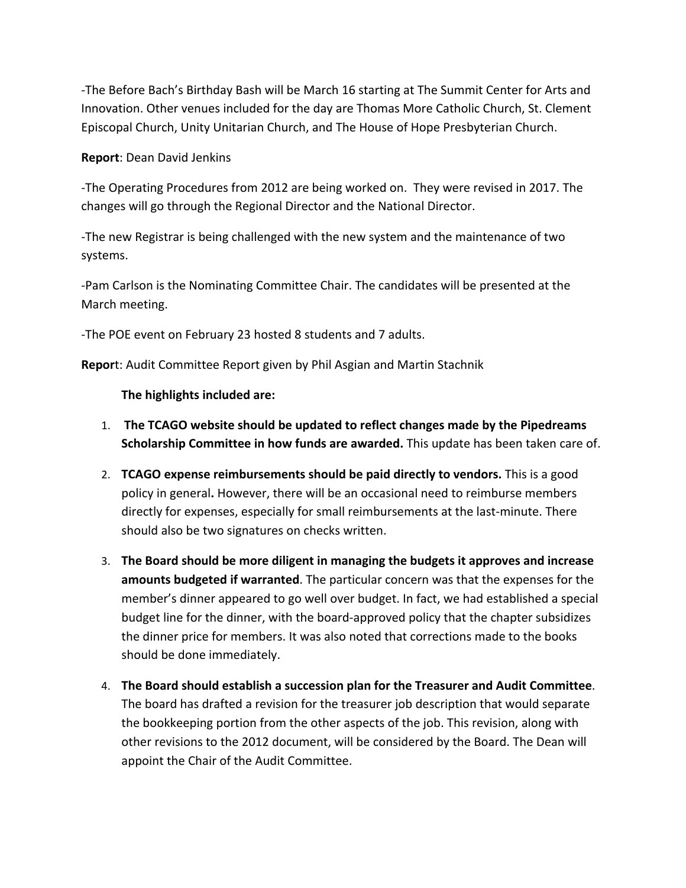-The Before Bach's Birthday Bash will be March 16 starting at The Summit Center for Arts and Innovation. Other venues included for the day are Thomas More Catholic Church, St. Clement Episcopal Church, Unity Unitarian Church, and The House of Hope Presbyterian Church.

**Report**: Dean David Jenkins

-The Operating Procedures from 2012 are being worked on. They were revised in 2017. The changes will go through the Regional Director and the National Director.

-The new Registrar is being challenged with the new system and the maintenance of two systems.

-Pam Carlson is the Nominating Committee Chair. The candidates will be presented at the March meeting.

-The POE event on February 23 hosted 8 students and 7 adults.

**Report**: Audit Committee Report given by Phil Asgian and Martin Stachnik

**The highlights included are:**

1. **The TCAGO website should be updated to reflect changes made by the Pipedreams Scholarship Committee in how funds are awarded.** This update has been taken care of.
2. **TCAGO expense reimbursements should be paid directly to vendors.** This is a good policy in general**.** However, there will be an occasional need to reimburse members directly for expenses, especially for small reimbursements at the last-minute. There should also be two signatures on checks written.
3. **The Board should be more diligent in managing the budgets it approves and increase amounts budgeted if warranted**. The particular concern was that the expenses for the member's dinner appeared to go well over budget. In fact, we had established a special budget line for the dinner, with the board-approved policy that the chapter subsidizes the dinner price for members. It was also noted that corrections made to the books should be done immediately.
4. **The Board should establish a succession plan for the Treasurer and Audit Committee**. The board has drafted a revision for the treasurer job description that would separate the bookkeeping portion from the other aspects of the job. This revision, along with other revisions to the 2012 document, will be considered by the Board. The Dean will appoint the Chair of the Audit Committee.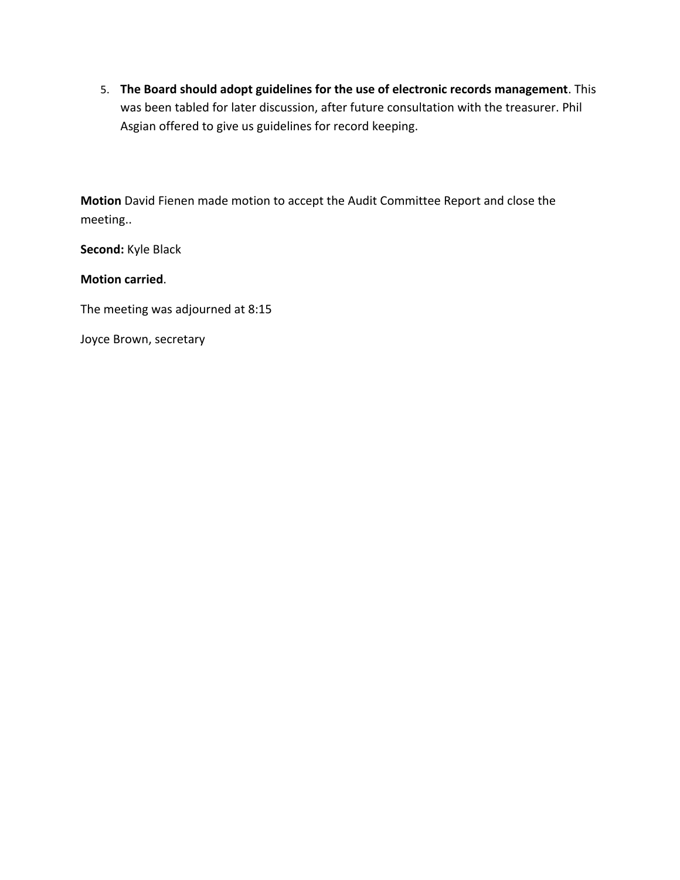5. **The Board should adopt guidelines for the use of electronic records management**. This was been tabled for later discussion, after future consultation with the treasurer. Phil Asgian offered to give us guidelines for record keeping.

**Motion** David Fienen made motion to accept the Audit Committee Report and close the meeting..

**Second:** Kyle Black

**Motion carried**.

The meeting was adjourned at 8:15

Joyce Brown, secretary